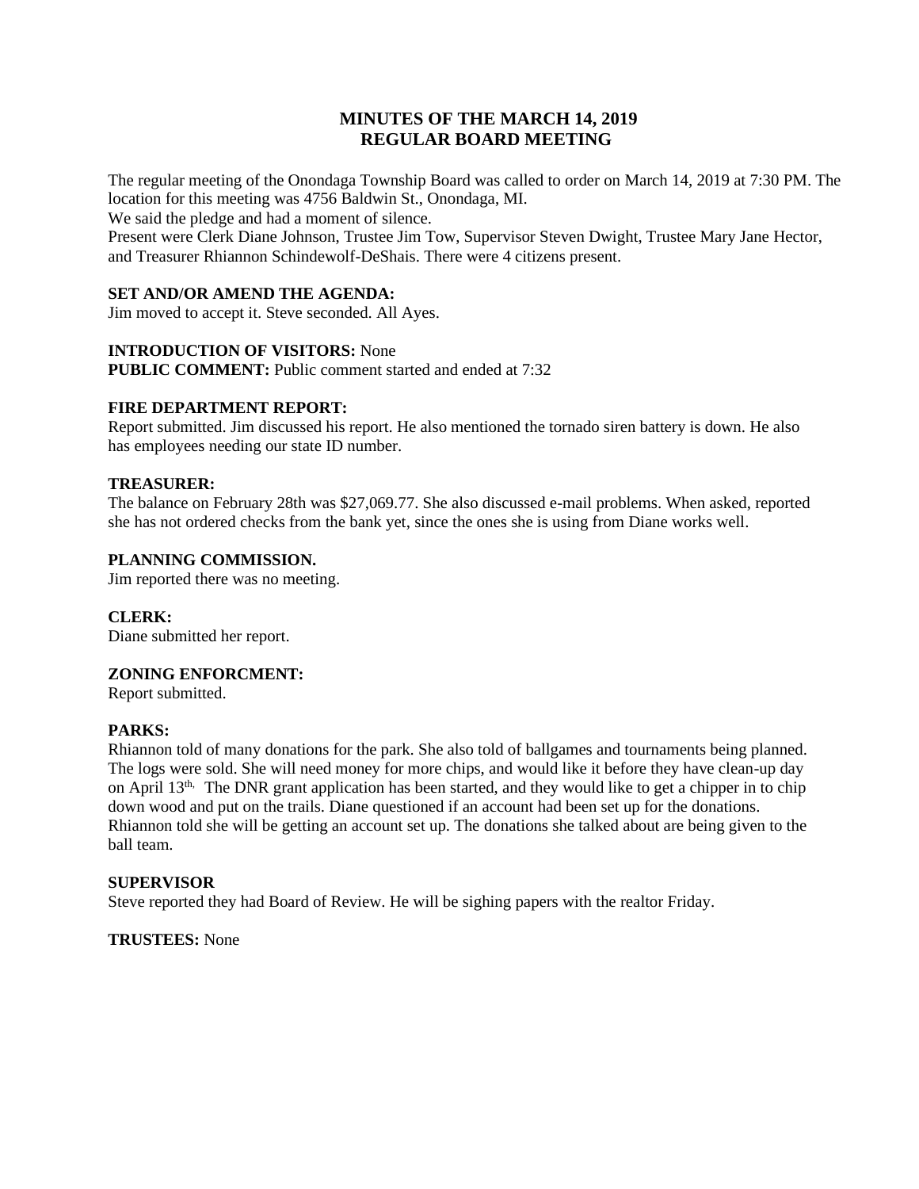# MINUTES OF THE MARCH 14, 2019 REGULAR BOARD MEETING

The regular meeting of the Onondaga Township Board was called to order on March 14, 2019 at 7:30 PM. The location for this meeting was 4756 Baldwin St., Onondaga, MI.
We said the pledge and had a moment of silence.
Present were Clerk Diane Johnson, Trustee Jim Tow, Supervisor Steven Dwight, Trustee Mary Jane Hector, and Treasurer Rhiannon Schindewolf-DeShais. There were 4 citizens present.

**SET AND/OR AMEND THE AGENDA:**
Jim moved to accept it. Steve seconded. All Ayes.

**INTRODUCTION OF VISITORS:** None
**PUBLIC COMMENT:** Public comment started and ended at 7:32

**FIRE DEPARTMENT REPORT:**
Report submitted. Jim discussed his report. He also mentioned the tornado siren battery is down. He also has employees needing our state ID number.

**TREASURER:**
The balance on February 28th was $27,069.77. She also discussed e-mail problems. When asked, reported she has not ordered checks from the bank yet, since the ones she is using from Diane works well.

**PLANNING COMMISSION.**
Jim reported there was no meeting.

**CLERK:**
Diane submitted her report.

**ZONING ENFORCMENT:**
Report submitted.

**PARKS:**
Rhiannon told of many donations for the park. She also told of ballgames and tournaments being planned. The logs were sold. She will need money for more chips, and would like it before they have clean-up day on April 13th, The DNR grant application has been started, and they would like to get a chipper in to chip down wood and put on the trails. Diane questioned if an account had been set up for the donations. Rhiannon told she will be getting an account set up. The donations she talked about are being given to the ball team.

**SUPERVISOR**
Steve reported they had Board of Review. He will be sighing papers with the realtor Friday.

**TRUSTEES:** None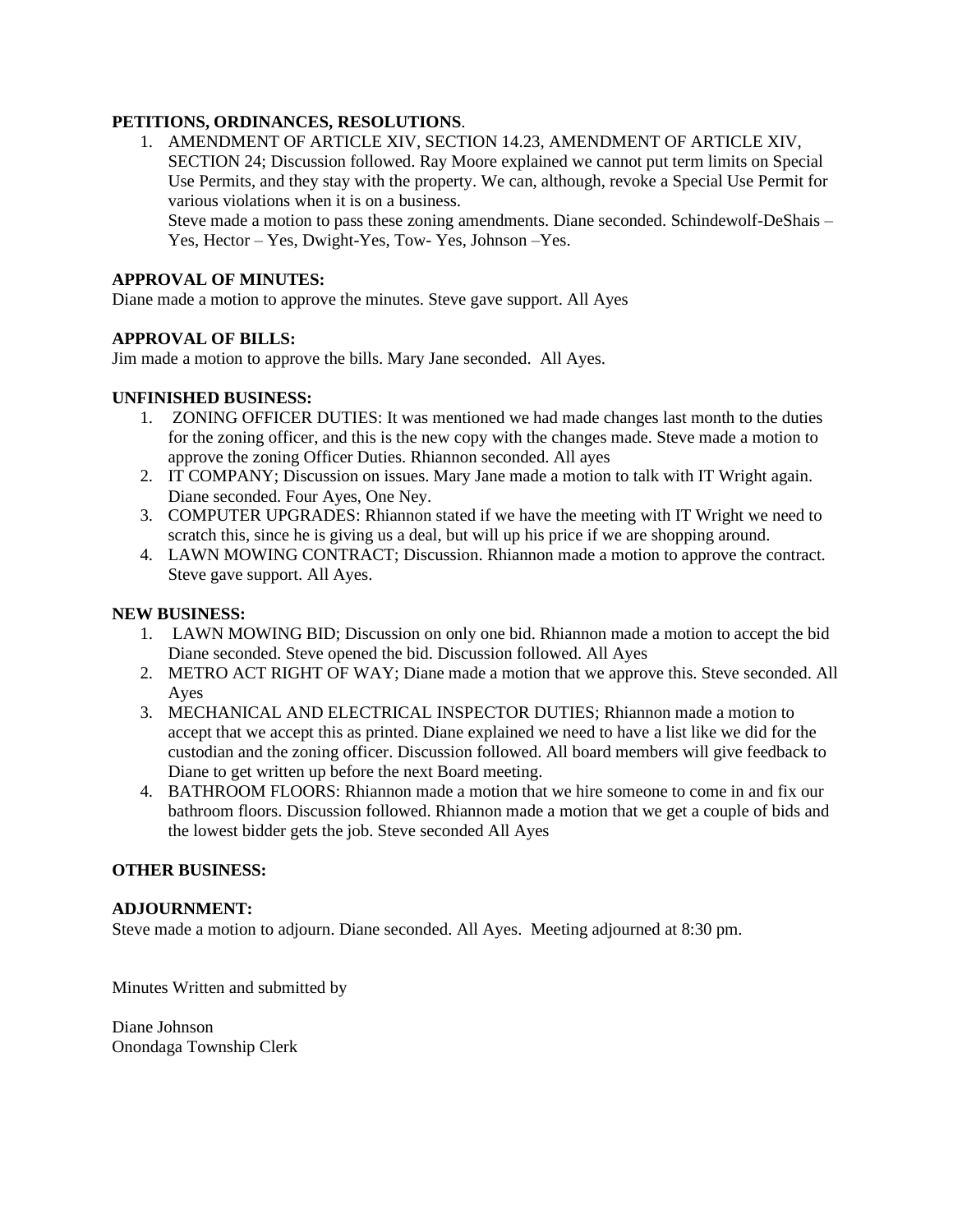**PETITIONS, ORDINANCES, RESOLUTIONS**.

1. AMENDMENT OF ARTICLE XIV, SECTION 14.23, AMENDMENT OF ARTICLE XIV, SECTION 24; Discussion followed. Ray Moore explained we cannot put term limits on Special Use Permits, and they stay with the property. We can, although, revoke a Special Use Permit for various violations when it is on a business.
   Steve made a motion to pass these zoning amendments. Diane seconded. Schindewolf-DeShais – Yes, Hector – Yes, Dwight-Yes, Tow- Yes, Johnson –Yes.

**APPROVAL OF MINUTES:**

Diane made a motion to approve the minutes. Steve gave support. All Ayes

**APPROVAL OF BILLS:**

Jim made a motion to approve the bills. Mary Jane seconded. All Ayes.

**UNFINISHED BUSINESS:**

1. ZONING OFFICER DUTIES: It was mentioned we had made changes last month to the duties for the zoning officer, and this is the new copy with the changes made. Steve made a motion to approve the zoning Officer Duties. Rhiannon seconded. All ayes
2. IT COMPANY; Discussion on issues. Mary Jane made a motion to talk with IT Wright again. Diane seconded. Four Ayes, One Ney.
3. COMPUTER UPGRADES: Rhiannon stated if we have the meeting with IT Wright we need to scratch this, since he is giving us a deal, but will up his price if we are shopping around.
4. LAWN MOWING CONTRACT; Discussion. Rhiannon made a motion to approve the contract. Steve gave support. All Ayes.

**NEW BUSINESS:**

1. LAWN MOWING BID; Discussion on only one bid. Rhiannon made a motion to accept the bid Diane seconded. Steve opened the bid. Discussion followed. All Ayes
2. METRO ACT RIGHT OF WAY; Diane made a motion that we approve this. Steve seconded. All Ayes
3. MECHANICAL AND ELECTRICAL INSPECTOR DUTIES; Rhiannon made a motion to accept that we accept this as printed. Diane explained we need to have a list like we did for the custodian and the zoning officer. Discussion followed. All board members will give feedback to Diane to get written up before the next Board meeting.
4. BATHROOM FLOORS: Rhiannon made a motion that we hire someone to come in and fix our bathroom floors. Discussion followed. Rhiannon made a motion that we get a couple of bids and the lowest bidder gets the job. Steve seconded All Ayes

**OTHER BUSINESS:**

**ADJOURNMENT:**

Steve made a motion to adjourn. Diane seconded. All Ayes. Meeting adjourned at 8:30 pm.

Minutes Written and submitted by

Diane Johnson
Onondaga Township Clerk